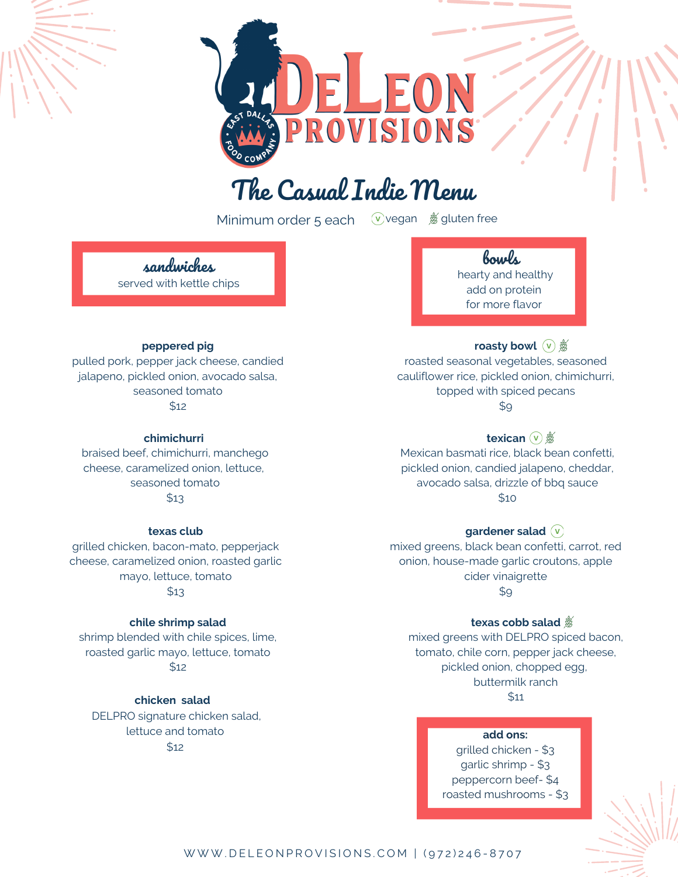# DeLeon Provisions

EAST DALLAS FOOD COMPANY

## The Casual Indie Menu

Minimum order 5 each (v) vegan 🌾 gluten free

### sandwiches

served with kettle chips

**peppered pig**
pulled pork, pepper jack cheese, candied jalapeno, pickled onion, avocado salsa, seasoned tomato
$12

**chimichurri**
braised beef, chimichurri, manchego cheese, caramelized onion, lettuce, seasoned tomato
$13

**texas club**
grilled chicken, bacon-mato, pepperjack cheese, caramelized onion, roasted garlic mayo, lettuce, tomato
$13

**chile shrimp salad**
shrimp blended with chile spices, lime, roasted garlic mayo, lettuce, tomato
$12

**chicken salad**
DELPRO signature chicken salad, lettuce and tomato
$12

### bowls

hearty and healthy
add on protein
for more flavor

**roasty bowl** (v) 🌾
roasted seasonal vegetables, seasoned cauliflower rice, pickled onion, chimichurri, topped with spiced pecans
$9

**texican** (v) 🌾
Mexican basmati rice, black bean confetti, pickled onion, candied jalapeno, cheddar, avocado salsa, drizzle of bbq sauce
$10

**gardener salad** (v)
mixed greens, black bean confetti, carrot, red onion, house-made garlic croutons, apple cider vinaigrette
$9

**texas cobb salad** 🌾
mixed greens with DELPRO spiced bacon, tomato, chile corn, pepper jack cheese, pickled onion, chopped egg, buttermilk ranch
$11

**add ons:**
grilled chicken - $3
garlic shrimp - $3
peppercorn beef- $4
roasted mushrooms - $3

WWW.DELEONPROVISIONS.COM | (972)246-8707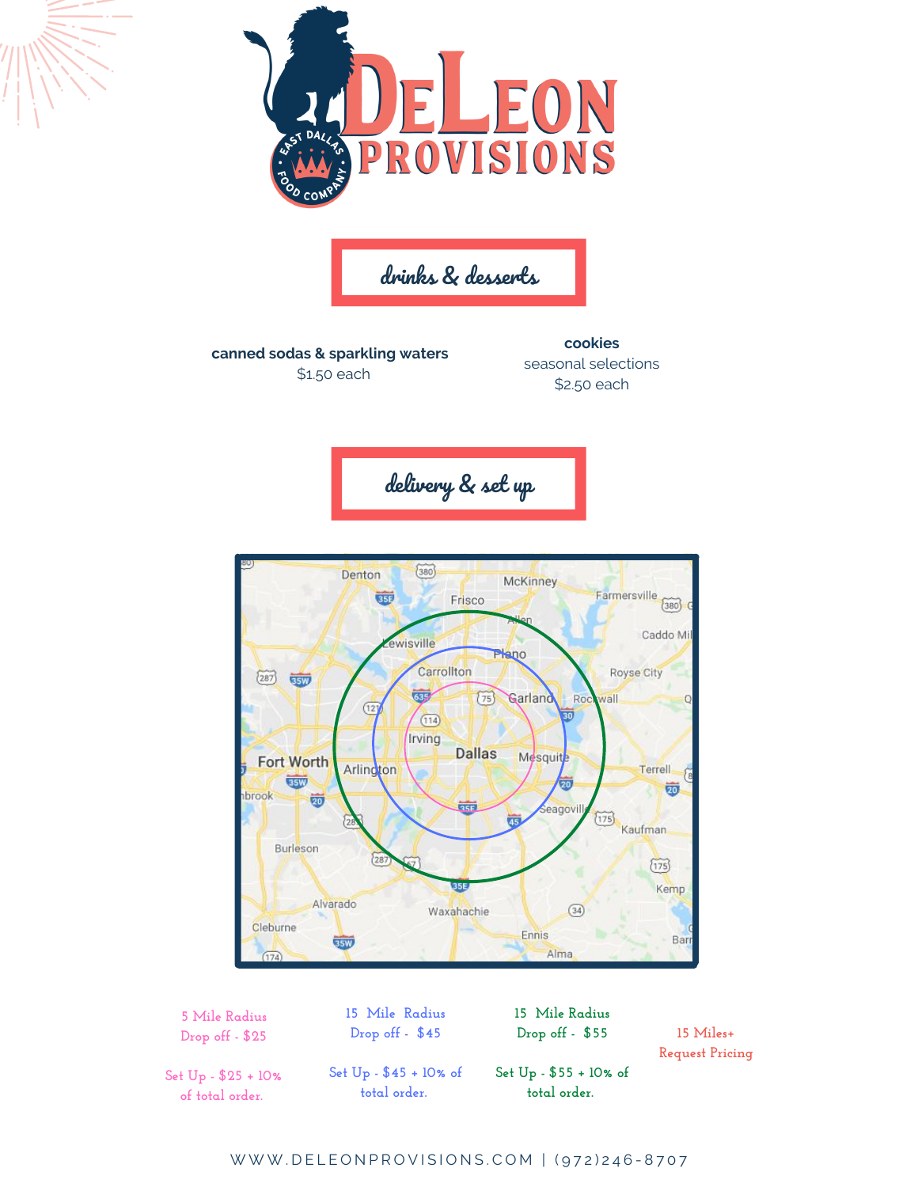# DeLeon Provisions

East Dallas Food Company

## drinks & desserts

**canned sodas & sparkling waters**
$1.50 each

**cookies**
seasonal selections
$2.50 each

## delivery & set up

5 Mile Radius
Drop off - $25

Set Up - $25 + 10% of total order.

15 Mile Radius
Drop off - $45

Set Up - $45 + 10% of total order.

15 Mile Radius
Drop off - $55

Set Up - $55 + 10% of total order.

15 Miles+
Request Pricing

WWW.DELEONPROVISIONS.COM | (972)246-8707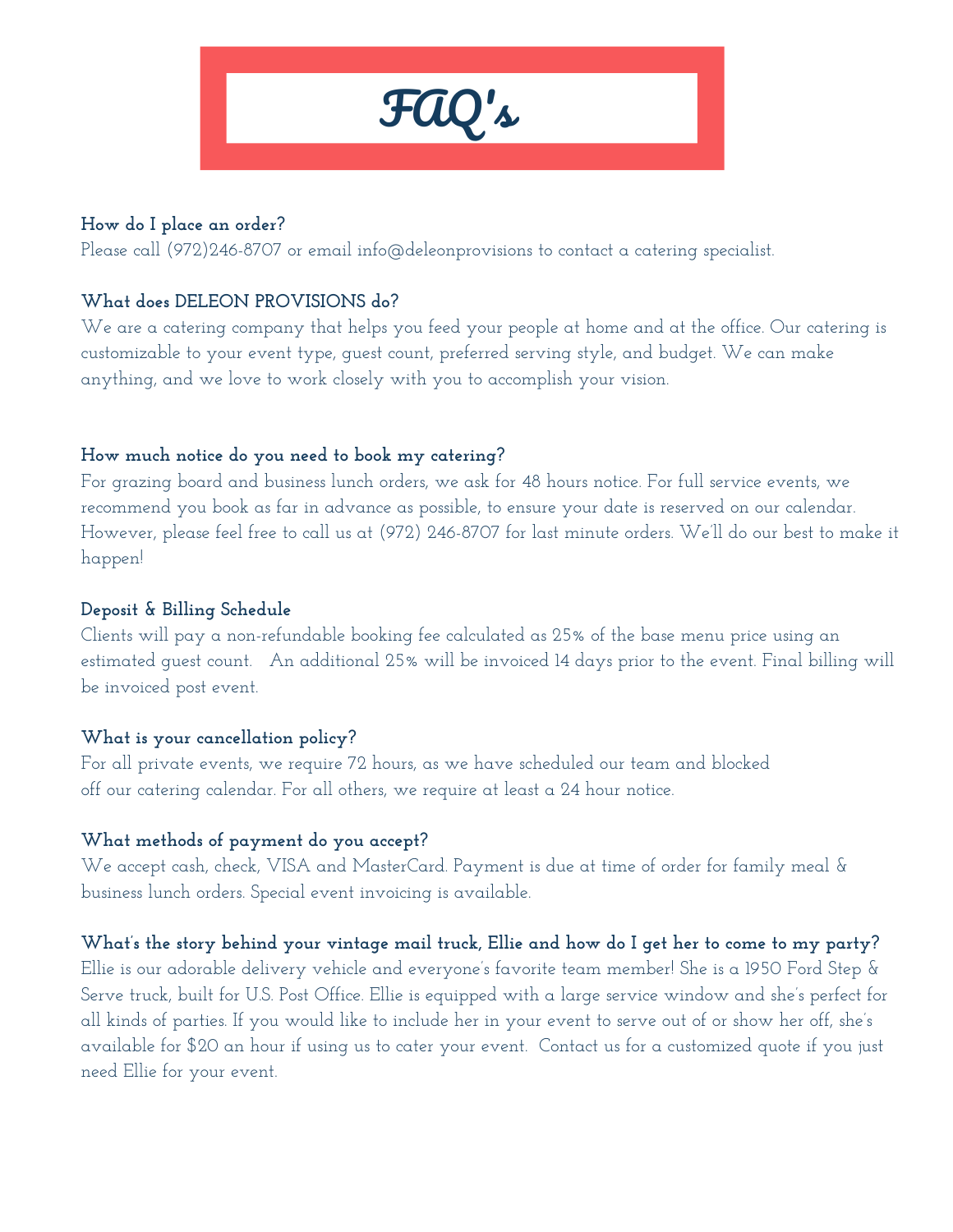# FAQ's

**How do I place an order?**

Please call (972)246-8707 or email info@deleonprovisions to contact a catering specialist.

**What does DELEON PROVISIONS do?**

We are a catering company that helps you feed your people at home and at the office. Our catering is customizable to your event type, guest count, preferred serving style, and budget. We can make anything, and we love to work closely with you to accomplish your vision.

**How much notice do you need to book my catering?**

For grazing board and business lunch orders, we ask for 48 hours notice. For full service events, we recommend you book as far in advance as possible, to ensure your date is reserved on our calendar. However, please feel free to call us at (972) 246-8707 for last minute orders. We'll do our best to make it happen!

**Deposit & Billing Schedule**

Clients will pay a non-refundable booking fee calculated as 25% of the base menu price using an estimated guest count. An additional 25% will be invoiced 14 days prior to the event. Final billing will be invoiced post event.

**What is your cancellation policy?**

For all private events, we require 72 hours, as we have scheduled our team and blocked off our catering calendar. For all others, we require at least a 24 hour notice.

**What methods of payment do you accept?**

We accept cash, check, VISA and MasterCard. Payment is due at time of order for family meal & business lunch orders. Special event invoicing is available.

**What's the story behind your vintage mail truck, Ellie and how do I get her to come to my party?**

Ellie is our adorable delivery vehicle and everyone's favorite team member! She is a 1950 Ford Step & Serve truck, built for U.S. Post Office. Ellie is equipped with a large service window and she's perfect for all kinds of parties. If you would like to include her in your event to serve out of or show her off, she's available for $20 an hour if using us to cater your event. Contact us for a customized quote if you just need Ellie for your event.